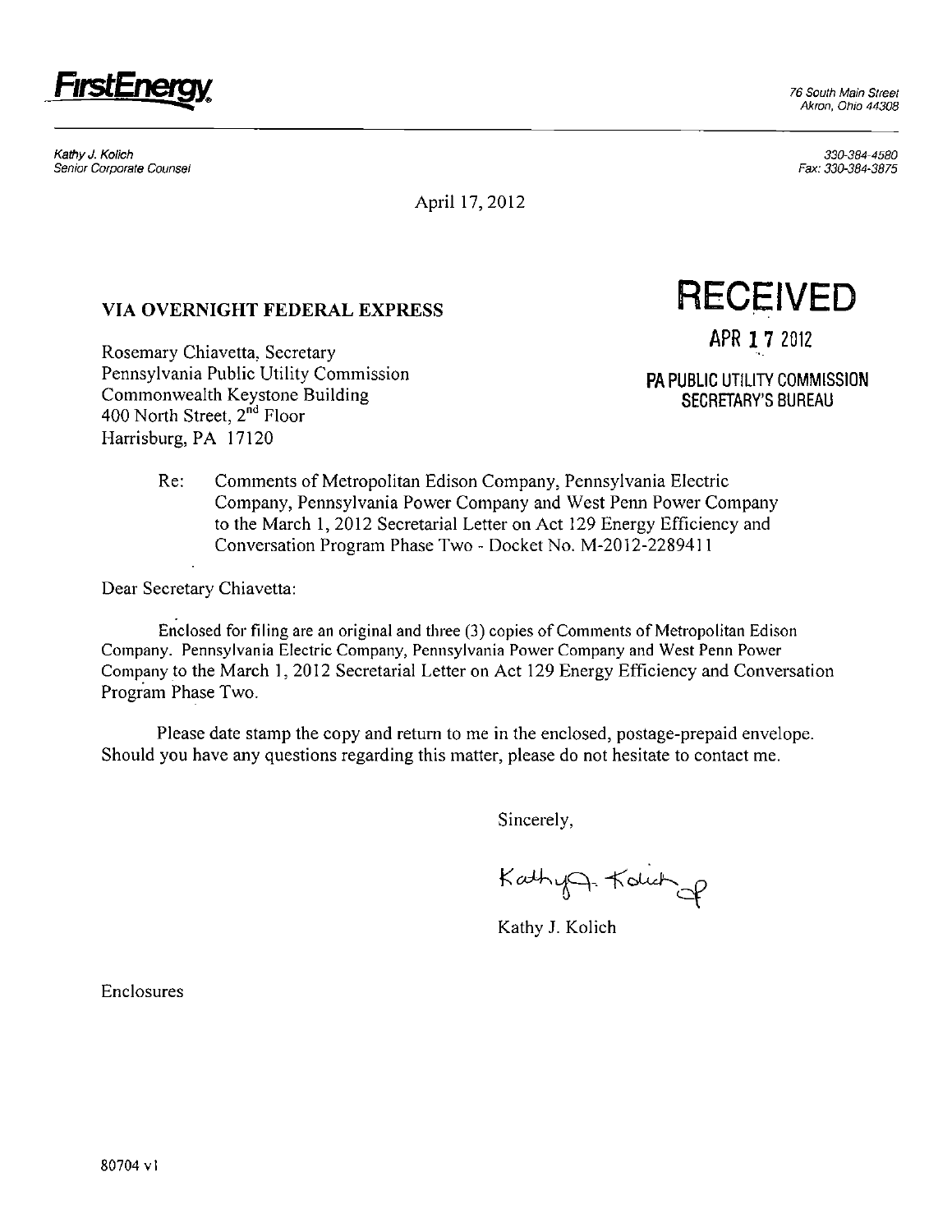**FirstEnergy**

76 South Main Street
Akron, Ohio 44308

*Kathy J. Kolich*
*Senior Corporate Counsel*

330-384-4580
Fax: 330-384-3875

April 17, 2012

**VIA OVERNIGHT FEDERAL EXPRESS**

RECEIVED
APR 17 2012
PA PUBLIC UTILITY COMMISSION
SECRETARY'S BUREAU

Rosemary Chiavetta, Secretary
Pennsylvania Public Utility Commission
Commonwealth Keystone Building
400 North Street, 2nd Floor
Harrisburg, PA 17120

Re: Comments of Metropolitan Edison Company, Pennsylvania Electric Company, Pennsylvania Power Company and West Penn Power Company to the March 1, 2012 Secretarial Letter on Act 129 Energy Efficiency and Conversation Program Phase Two - Docket No. M-2012-2289411

Dear Secretary Chiavetta:

Enclosed for filing are an original and three (3) copies of Comments of Metropolitan Edison Company. Pennsylvania Electric Company, Pennsylvania Power Company and West Penn Power Company to the March 1, 2012 Secretarial Letter on Act 129 Energy Efficiency and Conversation Program Phase Two.

Please date stamp the copy and return to me in the enclosed, postage-prepaid envelope. Should you have any questions regarding this matter, please do not hesitate to contact me.

Sincerely,

Kathy J. Kolich

Enclosures

80704 v1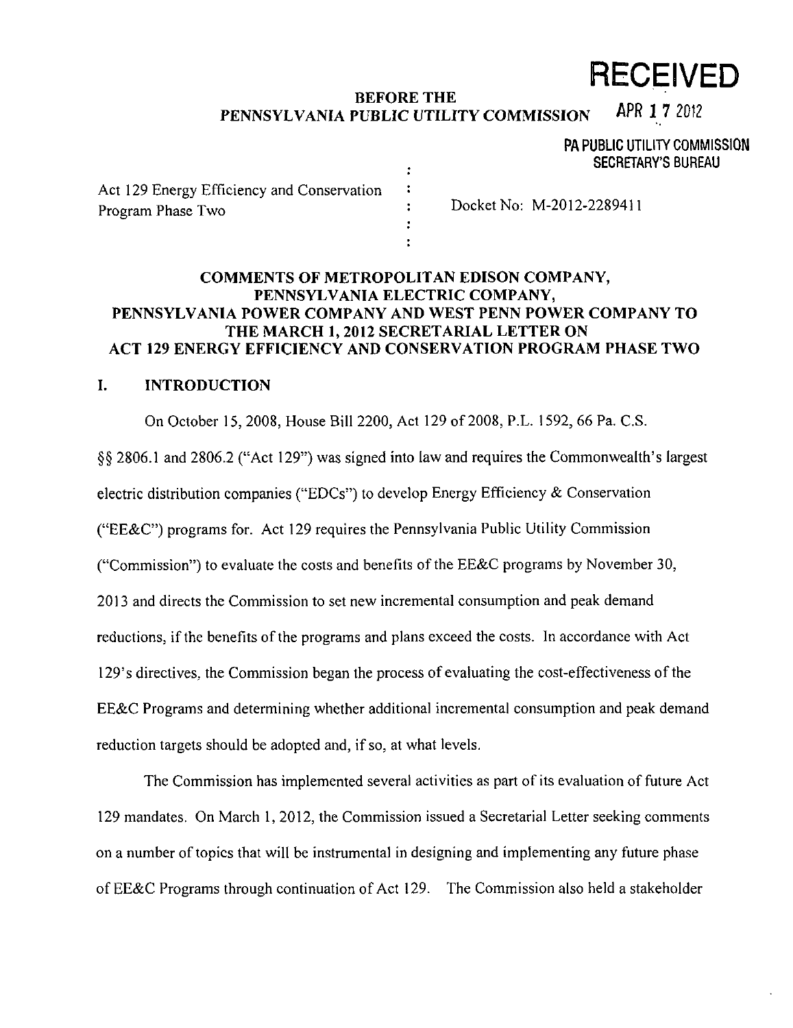**RECEIVED**

APR 17 2012

PA PUBLIC UTILITY COMMISSION
SECRETARY'S BUREAU

**BEFORE THE
PENNSYLVANIA PUBLIC UTILITY COMMISSION**

| | | |
|---|---|---|
| Act 129 Energy Efficiency and Conservation Program Phase Two | : | Docket No: M-2012-2289411 |

## COMMENTS OF METROPOLITAN EDISON COMPANY, PENNSYLVANIA ELECTRIC COMPANY, PENNSYLVANIA POWER COMPANY AND WEST PENN POWER COMPANY TO THE MARCH 1, 2012 SECRETARIAL LETTER ON ACT 129 ENERGY EFFICIENCY AND CONSERVATION PROGRAM PHASE TWO

## I. INTRODUCTION

On October 15, 2008, House Bill 2200, Act 129 of 2008, P.L. 1592, 66 Pa. C.S. §§ 2806.1 and 2806.2 ("Act 129") was signed into law and requires the Commonwealth's largest electric distribution companies ("EDCs") to develop Energy Efficiency & Conservation ("EE&C") programs for. Act 129 requires the Pennsylvania Public Utility Commission ("Commission") to evaluate the costs and benefits of the EE&C programs by November 30, 2013 and directs the Commission to set new incremental consumption and peak demand reductions, if the benefits of the programs and plans exceed the costs. In accordance with Act 129's directives, the Commission began the process of evaluating the cost-effectiveness of the EE&C Programs and determining whether additional incremental consumption and peak demand reduction targets should be adopted and, if so, at what levels.

The Commission has implemented several activities as part of its evaluation of future Act 129 mandates. On March 1, 2012, the Commission issued a Secretarial Letter seeking comments on a number of topics that will be instrumental in designing and implementing any future phase of EE&C Programs through continuation of Act 129. The Commission also held a stakeholder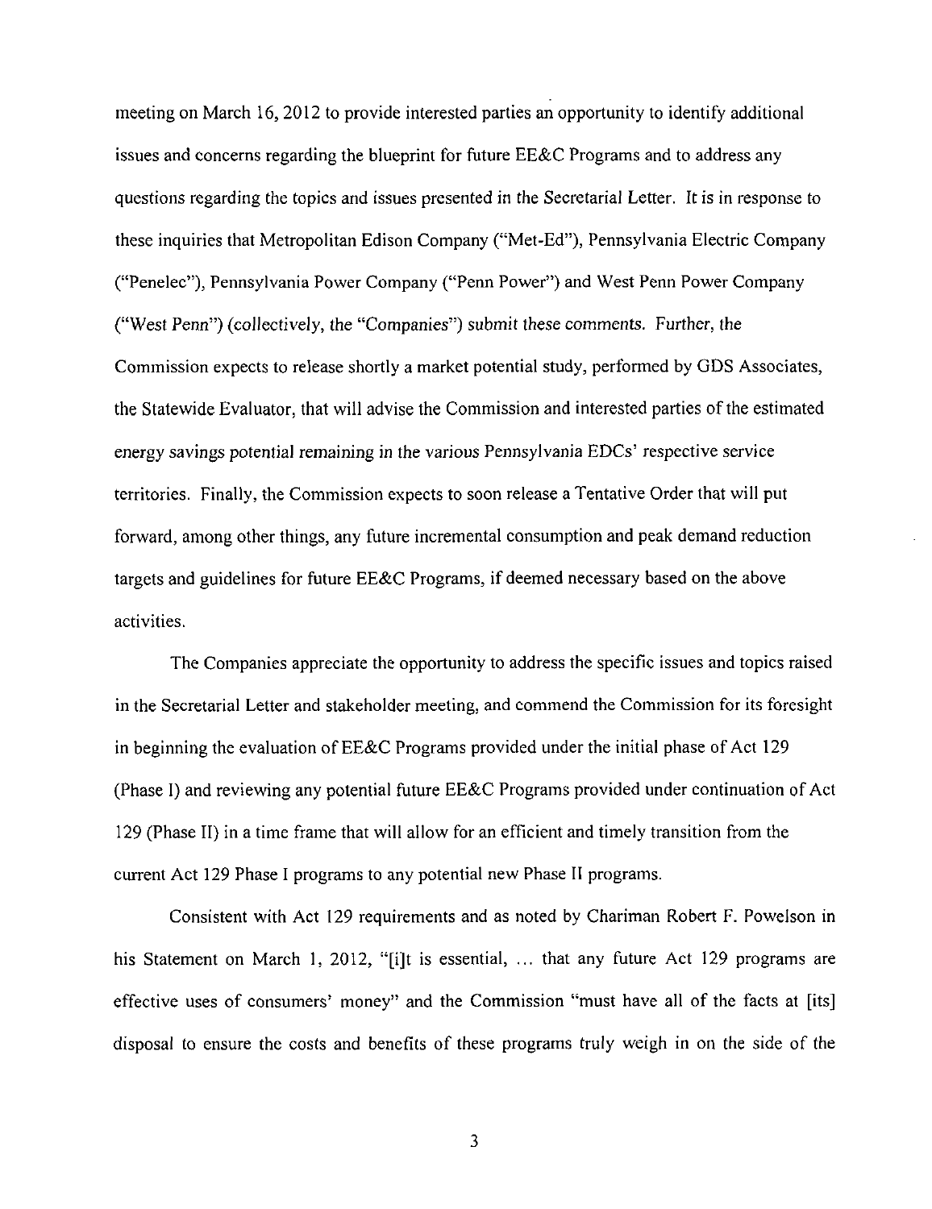meeting on March 16, 2012 to provide interested parties an opportunity to identify additional issues and concerns regarding the blueprint for future EE&C Programs and to address any questions regarding the topics and issues presented in the Secretarial Letter. It is in response to these inquiries that Metropolitan Edison Company ("Met-Ed"), Pennsylvania Electric Company ("Penelec"), Pennsylvania Power Company ("Penn Power") and West Penn Power Company ("West Penn") (collectively, the "Companies") submit these comments. Further, the Commission expects to release shortly a market potential study, performed by GDS Associates, the Statewide Evaluator, that will advise the Commission and interested parties of the estimated energy savings potential remaining in the various Pennsylvania EDCs' respective service territories. Finally, the Commission expects to soon release a Tentative Order that will put forward, among other things, any future incremental consumption and peak demand reduction targets and guidelines for future EE&C Programs, if deemed necessary based on the above activities.

The Companies appreciate the opportunity to address the specific issues and topics raised in the Secretarial Letter and stakeholder meeting, and commend the Commission for its foresight in beginning the evaluation of EE&C Programs provided under the initial phase of Act 129 (Phase I) and reviewing any potential future EE&C Programs provided under continuation of Act 129 (Phase II) in a time frame that will allow for an efficient and timely transition from the current Act 129 Phase I programs to any potential new Phase II programs.

Consistent with Act 129 requirements and as noted by Chariman Robert F. Powelson in his Statement on March 1, 2012, "[i]t is essential, … that any future Act 129 programs are effective uses of consumers' money" and the Commission "must have all of the facts at [its] disposal to ensure the costs and benefits of these programs truly weigh in on the side of the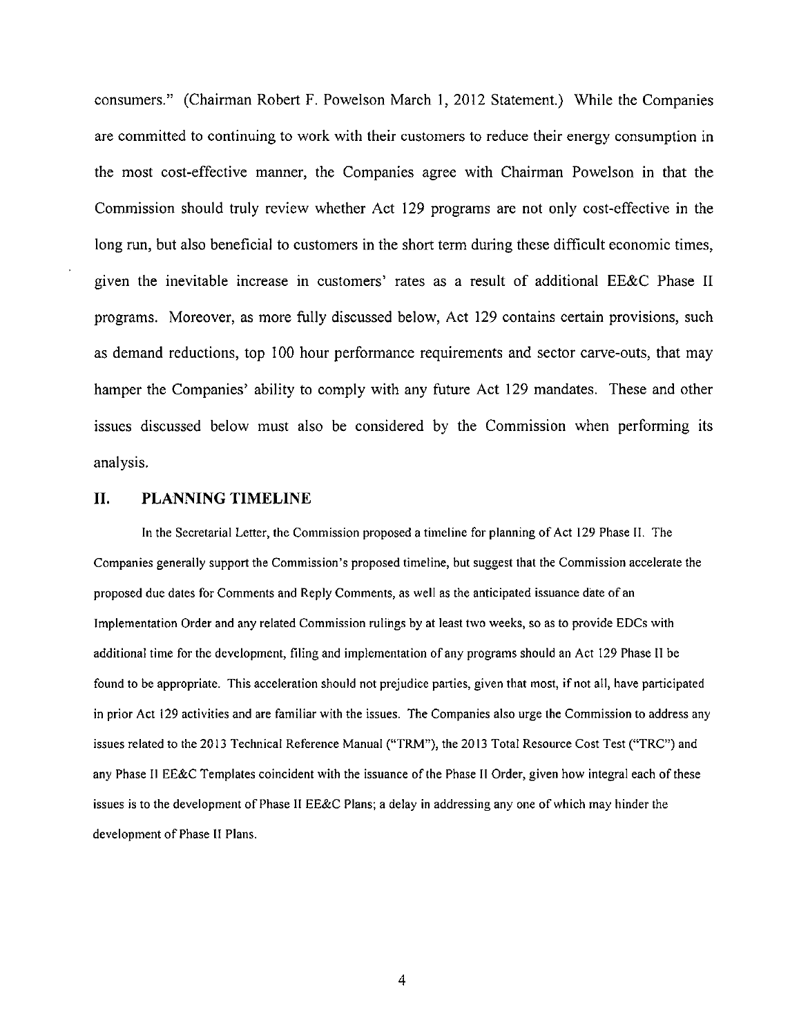consumers." (Chairman Robert F. Powelson March 1, 2012 Statement.) While the Companies are committed to continuing to work with their customers to reduce their energy consumption in the most cost-effective manner, the Companies agree with Chairman Powelson in that the Commission should truly review whether Act 129 programs are not only cost-effective in the long run, but also beneficial to customers in the short term during these difficult economic times, given the inevitable increase in customers' rates as a result of additional EE&C Phase II programs. Moreover, as more fully discussed below, Act 129 contains certain provisions, such as demand reductions, top 100 hour performance requirements and sector carve-outs, that may hamper the Companies' ability to comply with any future Act 129 mandates. These and other issues discussed below must also be considered by the Commission when performing its analysis.

## II. PLANNING TIMELINE

In the Secretarial Letter, the Commission proposed a timeline for planning of Act 129 Phase II. The Companies generally support the Commission's proposed timeline, but suggest that the Commission accelerate the proposed due dates for Comments and Reply Comments, as well as the anticipated issuance date of an Implementation Order and any related Commission rulings by at least two weeks, so as to provide EDCs with additional time for the development, filing and implementation of any programs should an Act 129 Phase II be found to be appropriate. This acceleration should not prejudice parties, given that most, if not all, have participated in prior Act 129 activities and are familiar with the issues. The Companies also urge the Commission to address any issues related to the 2013 Technical Reference Manual ("TRM"), the 2013 Total Resource Cost Test ("TRC") and any Phase II EE&C Templates coincident with the issuance of the Phase II Order, given how integral each of these issues is to the development of Phase II EE&C Plans; a delay in addressing any one of which may hinder the development of Phase II Plans.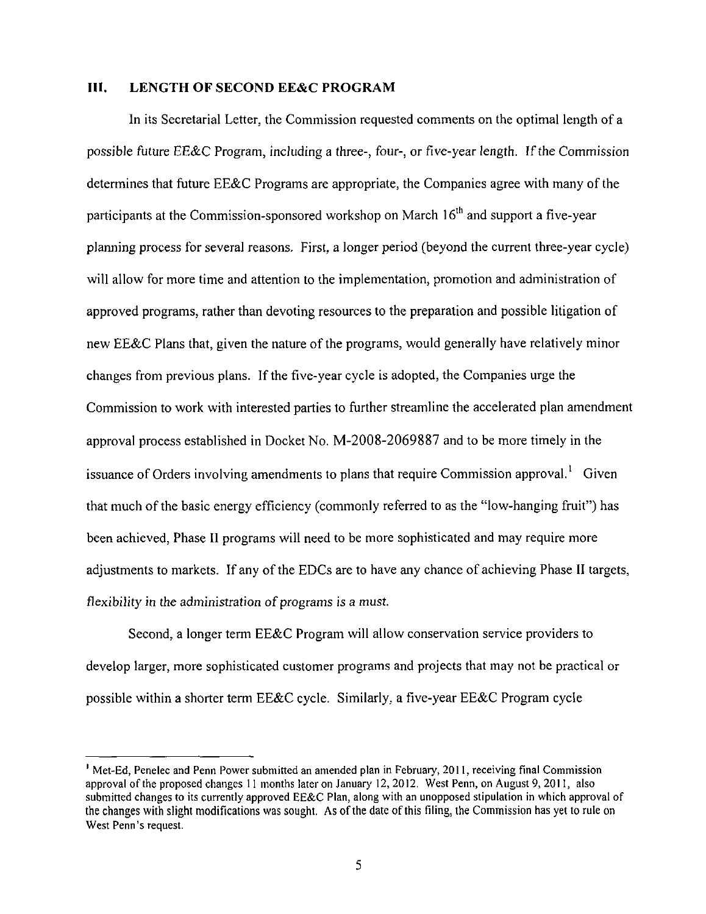## III. LENGTH OF SECOND EE&C PROGRAM

In its Secretarial Letter, the Commission requested comments on the optimal length of a possible future EE&C Program, including a three-, four-, or five-year length. If the Commission determines that future EE&C Programs are appropriate, the Companies agree with many of the participants at the Commission-sponsored workshop on March 16th and support a five-year planning process for several reasons. First, a longer period (beyond the current three-year cycle) will allow for more time and attention to the implementation, promotion and administration of approved programs, rather than devoting resources to the preparation and possible litigation of new EE&C Plans that, given the nature of the programs, would generally have relatively minor changes from previous plans. If the five-year cycle is adopted, the Companies urge the Commission to work with interested parties to further streamline the accelerated plan amendment approval process established in Docket No. M-2008-2069887 and to be more timely in the issuance of Orders involving amendments to plans that require Commission approval.[1] Given that much of the basic energy efficiency (commonly referred to as the "low-hanging fruit") has been achieved, Phase II programs will need to be more sophisticated and may require more adjustments to markets. If any of the EDCs are to have any chance of achieving Phase II targets, *flexibility in the administration of programs is a must.*

Second, a longer term EE&C Program will allow conservation service providers to develop larger, more sophisticated customer programs and projects that may not be practical or possible within a shorter term EE&C cycle. Similarly, a five-year EE&C Program cycle

---

[1] Met-Ed, Penelec and Penn Power submitted an amended plan in February, 2011, receiving final Commission approval of the proposed changes 11 months later on January 12, 2012. West Penn, on August 9, 2011, also submitted changes to its currently approved EE&C Plan, along with an unopposed stipulation in which approval of the changes with slight modifications was sought. As of the date of this filing, the Commission has yet to rule on West Penn's request.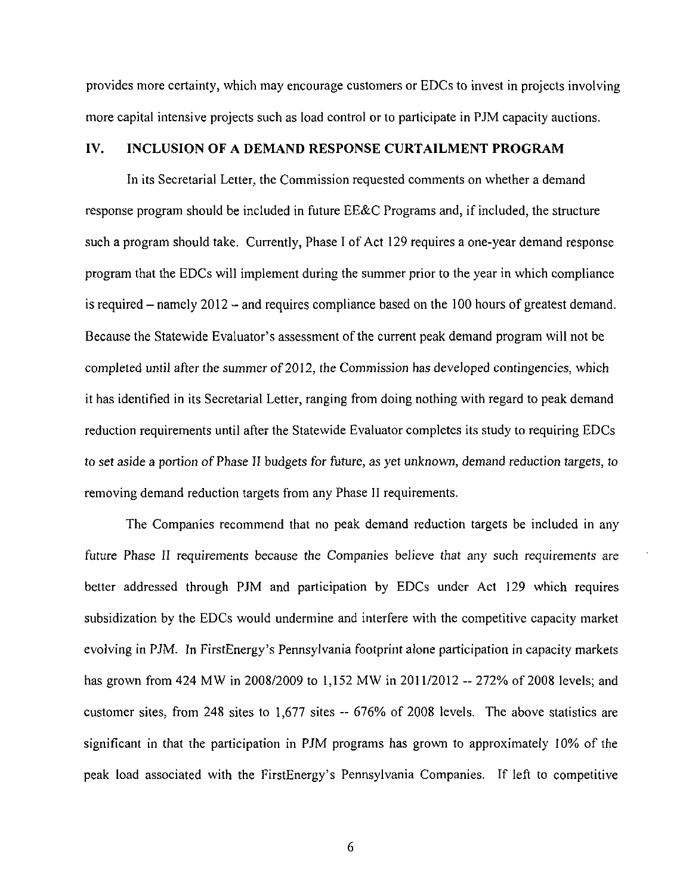provides more certainty, which may encourage customers or EDCs to invest in projects involving more capital intensive projects such as load control or to participate in PJM capacity auctions.

## IV. INCLUSION OF A DEMAND RESPONSE CURTAILMENT PROGRAM

In its Secretarial Letter, the Commission requested comments on whether a demand response program should be included in future EE&C Programs and, if included, the structure such a program should take. Currently, Phase I of Act 129 requires a one-year demand response program that the EDCs will implement during the summer prior to the year in which compliance is required – namely 2012 – and requires compliance based on the 100 hours of greatest demand. Because the Statewide Evaluator's assessment of the current peak demand program will not be completed until after the summer of 2012, the Commission has developed contingencies, which it has identified in its Secretarial Letter, ranging from doing nothing with regard to peak demand reduction requirements until after the Statewide Evaluator completes its study to requiring EDCs to set aside a portion of Phase II budgets for future, as yet unknown, demand reduction targets, to removing demand reduction targets from any Phase II requirements.

The Companies recommend that no peak demand reduction targets be included in any future Phase II requirements because the Companies believe that any such requirements are better addressed through PJM and participation by EDCs under Act 129 which requires subsidization by the EDCs would undermine and interfere with the competitive capacity market evolving in PJM. In FirstEnergy's Pennsylvania footprint alone participation in capacity markets has grown from 424 MW in 2008/2009 to 1,152 MW in 2011/2012 -- 272% of 2008 levels; and customer sites, from 248 sites to 1,677 sites -- 676% of 2008 levels. The above statistics are significant in that the participation in PJM programs has grown to approximately 10% of the peak load associated with the FirstEnergy's Pennsylvania Companies. If left to competitive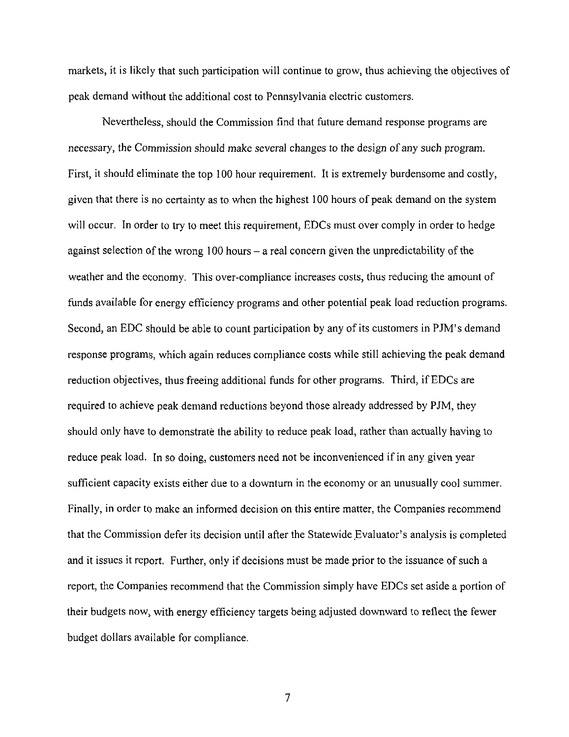markets, it is likely that such participation will continue to grow, thus achieving the objectives of peak demand without the additional cost to Pennsylvania electric customers.

Nevertheless, should the Commission find that future demand response programs are necessary, the Commission should make several changes to the design of any such program. First, it should eliminate the top 100 hour requirement. It is extremely burdensome and costly, given that there is no certainty as to when the highest 100 hours of peak demand on the system will occur. In order to try to meet this requirement, EDCs must over comply in order to hedge against selection of the wrong 100 hours – a real concern given the unpredictability of the weather and the economy. This over-compliance increases costs, thus reducing the amount of funds available for energy efficiency programs and other potential peak load reduction programs. Second, an EDC should be able to count participation by any of its customers in PJM's demand response programs, which again reduces compliance costs while still achieving the peak demand reduction objectives, thus freeing additional funds for other programs. Third, if EDCs are required to achieve peak demand reductions beyond those already addressed by PJM, they should only have to demonstrate the ability to reduce peak load, rather than actually having to reduce peak load. In so doing, customers need not be inconvenienced if in any given year sufficient capacity exists either due to a downturn in the economy or an unusually cool summer. Finally, in order to make an informed decision on this entire matter, the Companies recommend that the Commission defer its decision until after the Statewide Evaluator's analysis is completed and it issues it report. Further, only if decisions must be made prior to the issuance of such a report, the Companies recommend that the Commission simply have EDCs set aside a portion of their budgets now, with energy efficiency targets being adjusted downward to reflect the fewer budget dollars available for compliance.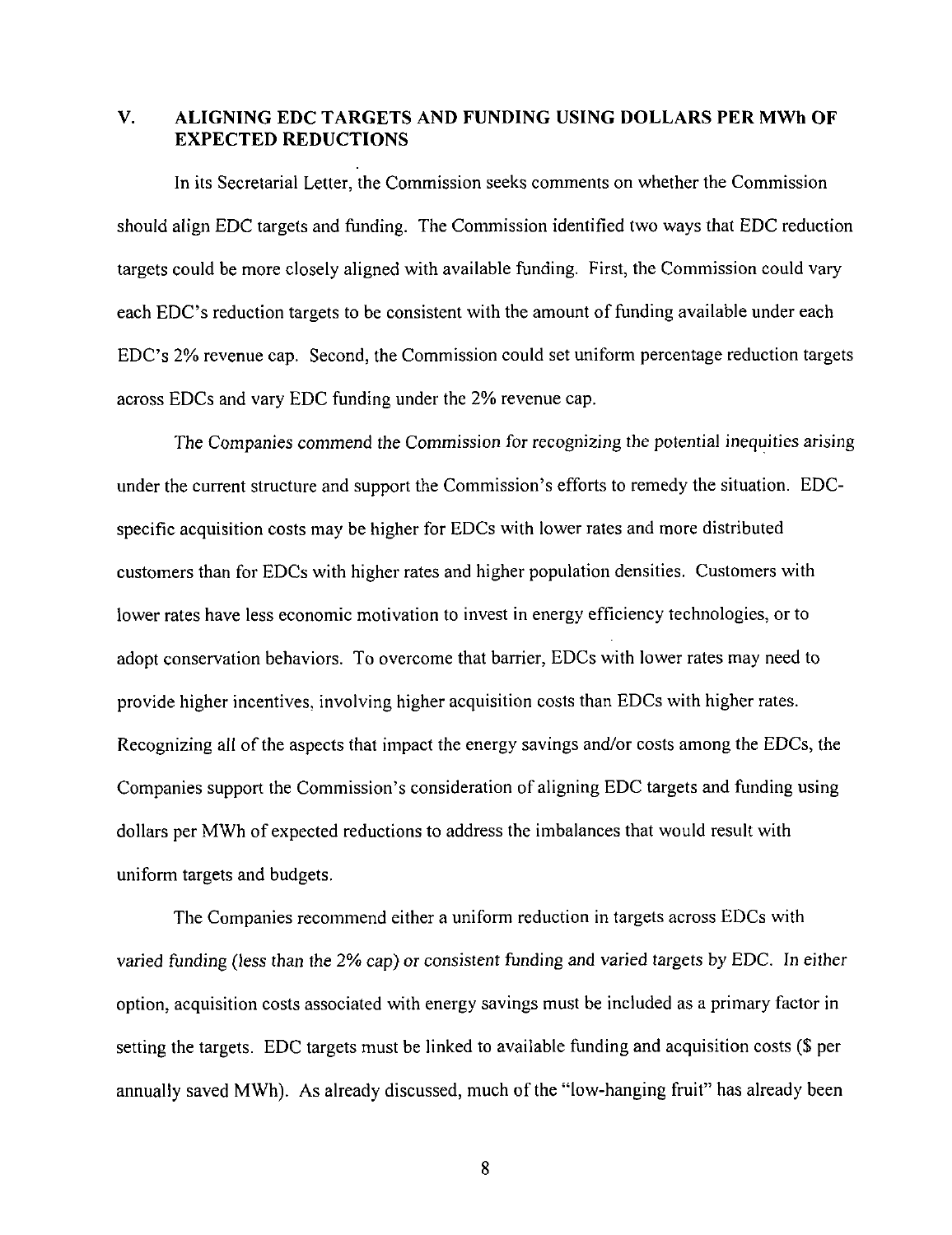## V. ALIGNING EDC TARGETS AND FUNDING USING DOLLARS PER MWh OF EXPECTED REDUCTIONS

In its Secretarial Letter, the Commission seeks comments on whether the Commission should align EDC targets and funding. The Commission identified two ways that EDC reduction targets could be more closely aligned with available funding. First, the Commission could vary each EDC's reduction targets to be consistent with the amount of funding available under each EDC's 2% revenue cap. Second, the Commission could set uniform percentage reduction targets across EDCs and vary EDC funding under the 2% revenue cap.

The Companies commend the Commission for recognizing the potential inequities arising under the current structure and support the Commission's efforts to remedy the situation. EDC-specific acquisition costs may be higher for EDCs with lower rates and more distributed customers than for EDCs with higher rates and higher population densities. Customers with lower rates have less economic motivation to invest in energy efficiency technologies, or to adopt conservation behaviors. To overcome that barrier, EDCs with lower rates may need to provide higher incentives, involving higher acquisition costs than EDCs with higher rates. Recognizing all of the aspects that impact the energy savings and/or costs among the EDCs, the Companies support the Commission's consideration of aligning EDC targets and funding using dollars per MWh of expected reductions to address the imbalances that would result with uniform targets and budgets.

The Companies recommend either a uniform reduction in targets across EDCs with varied funding (less than the 2% cap) or consistent funding and varied targets by EDC. In either option, acquisition costs associated with energy savings must be included as a primary factor in setting the targets. EDC targets must be linked to available funding and acquisition costs ($ per annually saved MWh). As already discussed, much of the "low-hanging fruit" has already been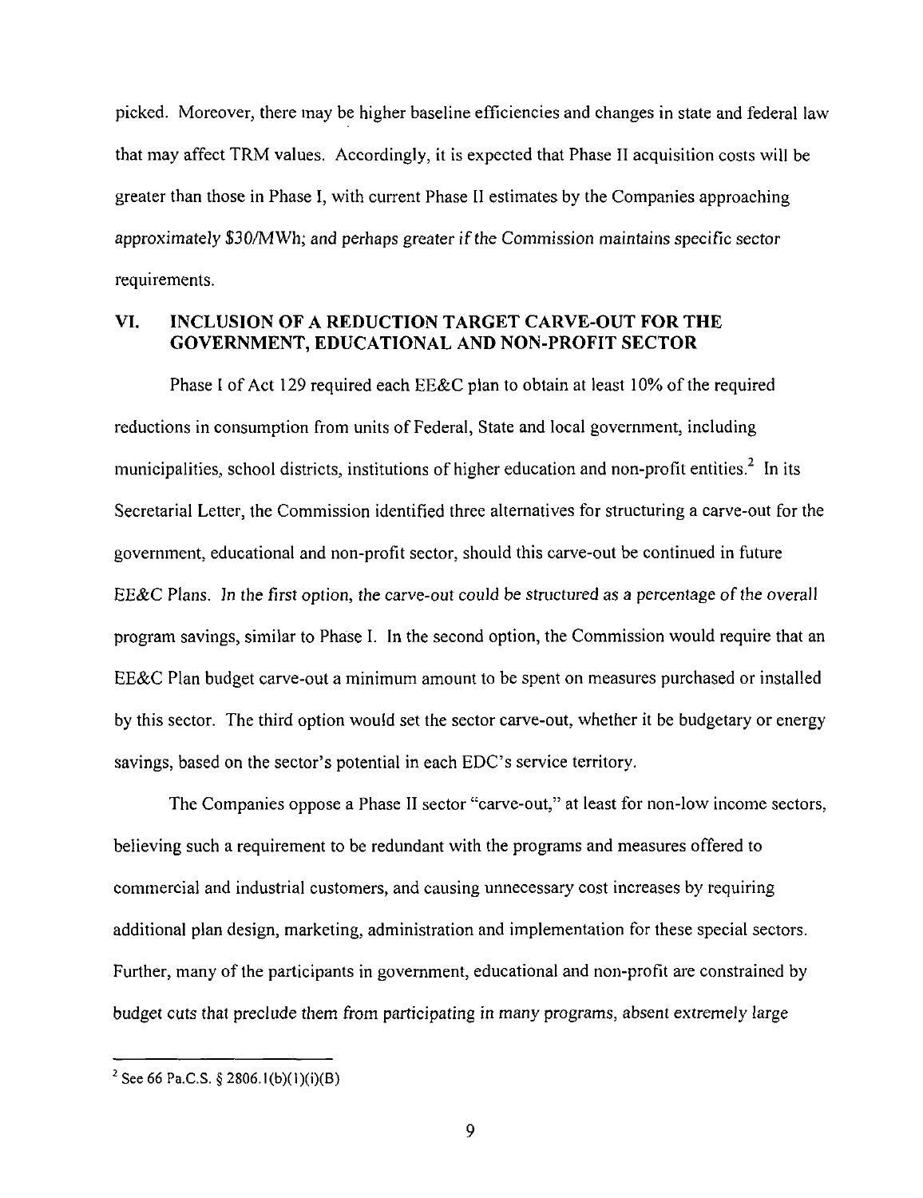picked. Moreover, there may be higher baseline efficiencies and changes in state and federal law that may affect TRM values. Accordingly, it is expected that Phase II acquisition costs will be greater than those in Phase I, with current Phase II estimates by the Companies approaching approximately $30/MWh; and perhaps greater if the Commission maintains specific sector requirements.

## VI. INCLUSION OF A REDUCTION TARGET CARVE-OUT FOR THE GOVERNMENT, EDUCATIONAL AND NON-PROFIT SECTOR

Phase I of Act 129 required each EE&C plan to obtain at least 10% of the required reductions in consumption from units of Federal, State and local government, including municipalities, school districts, institutions of higher education and non-profit entities.[2] In its Secretarial Letter, the Commission identified three alternatives for structuring a carve-out for the government, educational and non-profit sector, should this carve-out be continued in future EE&C Plans. In the first option, the carve-out could be structured as a percentage of the overall program savings, similar to Phase I. In the second option, the Commission would require that an EE&C Plan budget carve-out a minimum amount to be spent on measures purchased or installed by this sector. The third option would set the sector carve-out, whether it be budgetary or energy savings, based on the sector's potential in each EDC's service territory.

The Companies oppose a Phase II sector "carve-out," at least for non-low income sectors, believing such a requirement to be redundant with the programs and measures offered to commercial and industrial customers, and causing unnecessary cost increases by requiring additional plan design, marketing, administration and implementation for these special sectors. Further, many of the participants in government, educational and non-profit are constrained by budget cuts that preclude them from participating in many programs, absent extremely large

[2] See 66 Pa.C.S. § 2806.1(b)(1)(i)(B)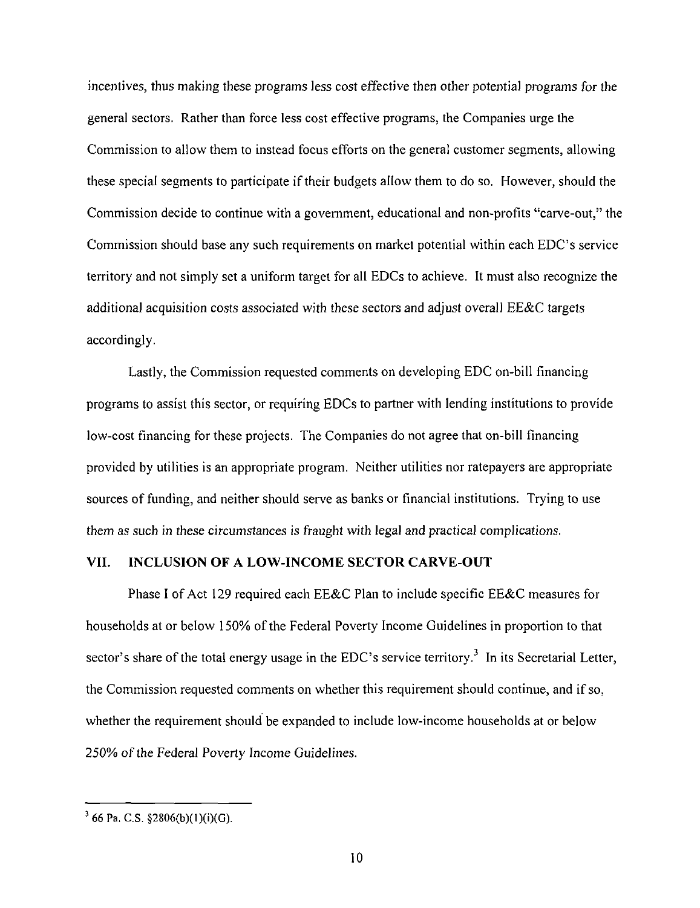incentives, thus making these programs less cost effective then other potential programs for the general sectors. Rather than force less cost effective programs, the Companies urge the Commission to allow them to instead focus efforts on the general customer segments, allowing these special segments to participate if their budgets allow them to do so. However, should the Commission decide to continue with a government, educational and non-profits "carve-out," the Commission should base any such requirements on market potential within each EDC's service territory and not simply set a uniform target for all EDCs to achieve. It must also recognize the additional acquisition costs associated with these sectors and adjust overall EE&C targets accordingly.

Lastly, the Commission requested comments on developing EDC on-bill financing programs to assist this sector, or requiring EDCs to partner with lending institutions to provide low-cost financing for these projects. The Companies do not agree that on-bill financing provided by utilities is an appropriate program. Neither utilities nor ratepayers are appropriate sources of funding, and neither should serve as banks or financial institutions. Trying to use them as such in these circumstances is fraught with legal and practical complications.

## VII. INCLUSION OF A LOW-INCOME SECTOR CARVE-OUT

Phase I of Act 129 required each EE&C Plan to include specific EE&C measures for households at or below 150% of the Federal Poverty Income Guidelines in proportion to that sector's share of the total energy usage in the EDC's service territory.[3] In its Secretarial Letter, the Commission requested comments on whether this requirement should continue, and if so, whether the requirement should be expanded to include low-income households at or below 250% of the Federal Poverty Income Guidelines.

---

[3] 66 Pa. C.S. §2806(b)(1)(i)(G).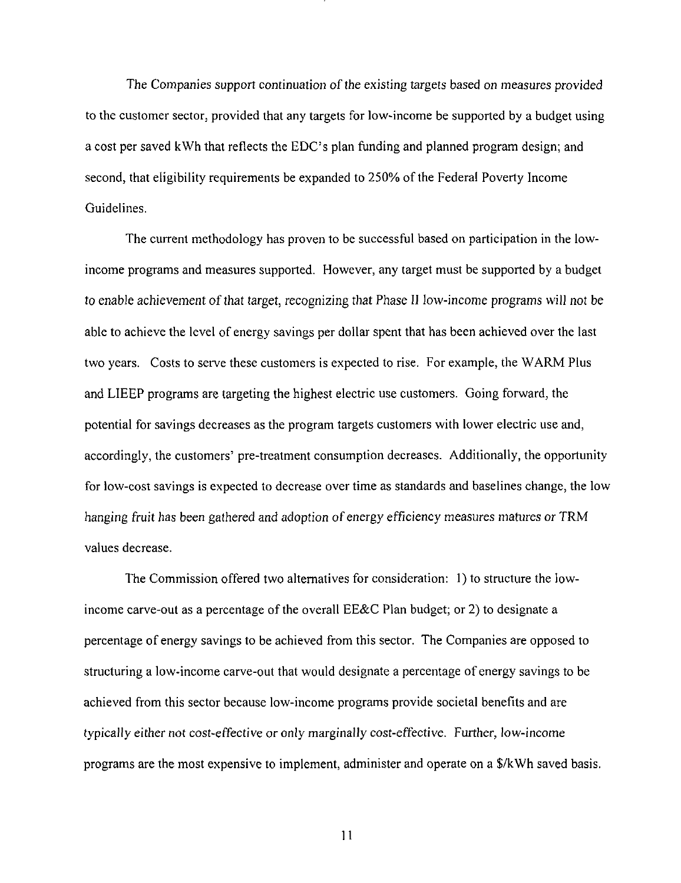The Companies support continuation of the existing targets based on measures provided to the customer sector, provided that any targets for low-income be supported by a budget using a cost per saved kWh that reflects the EDC's plan funding and planned program design; and second, that eligibility requirements be expanded to 250% of the Federal Poverty Income Guidelines.

The current methodology has proven to be successful based on participation in the low-income programs and measures supported. However, any target must be supported by a budget to enable achievement of that target, recognizing that Phase II low-income programs will not be able to achieve the level of energy savings per dollar spent that has been achieved over the last two years. Costs to serve these customers is expected to rise. For example, the WARM Plus and LIEEP programs are targeting the highest electric use customers. Going forward, the potential for savings decreases as the program targets customers with lower electric use and, accordingly, the customers' pre-treatment consumption decreases. Additionally, the opportunity for low-cost savings is expected to decrease over time as standards and baselines change, the low hanging fruit has been gathered and adoption of energy efficiency measures matures or TRM values decrease.

The Commission offered two alternatives for consideration: 1) to structure the low-income carve-out as a percentage of the overall EE&C Plan budget; or 2) to designate a percentage of energy savings to be achieved from this sector. The Companies are opposed to structuring a low-income carve-out that would designate a percentage of energy savings to be achieved from this sector because low-income programs provide societal benefits and are typically either not cost-effective or only marginally cost-effective. Further, low-income programs are the most expensive to implement, administer and operate on a $/kWh saved basis.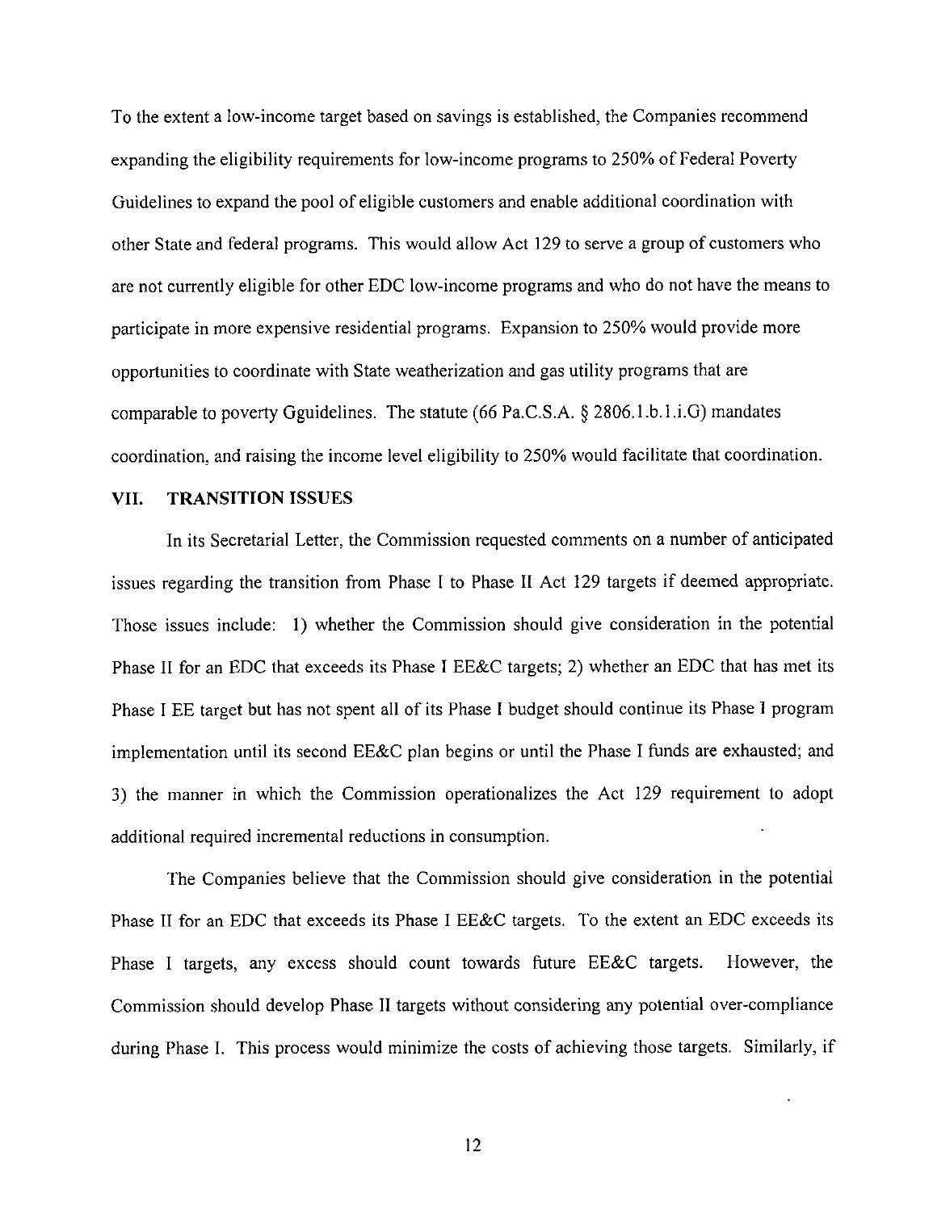To the extent a low-income target based on savings is established, the Companies recommend expanding the eligibility requirements for low-income programs to 250% of Federal Poverty Guidelines to expand the pool of eligible customers and enable additional coordination with other State and federal programs. This would allow Act 129 to serve a group of customers who are not currently eligible for other EDC low-income programs and who do not have the means to participate in more expensive residential programs. Expansion to 250% would provide more opportunities to coordinate with State weatherization and gas utility programs that are comparable to poverty Gguidelines. The statute (66 Pa.C.S.A. § 2806.1.b.1.i.G) mandates coordination, and raising the income level eligibility to 250% would facilitate that coordination.

## VII. TRANSITION ISSUES

In its Secretarial Letter, the Commission requested comments on a number of anticipated issues regarding the transition from Phase I to Phase II Act 129 targets if deemed appropriate. Those issues include: 1) whether the Commission should give consideration in the potential Phase II for an EDC that exceeds its Phase I EE&C targets; 2) whether an EDC that has met its Phase I EE target but has not spent all of its Phase I budget should continue its Phase I program implementation until its second EE&C plan begins or until the Phase I funds are exhausted; and 3) the manner in which the Commission operationalizes the Act 129 requirement to adopt additional required incremental reductions in consumption.

The Companies believe that the Commission should give consideration in the potential Phase II for an EDC that exceeds its Phase I EE&C targets. To the extent an EDC exceeds its Phase I targets, any excess should count towards future EE&C targets. However, the Commission should develop Phase II targets without considering any potential over-compliance during Phase I. This process would minimize the costs of achieving those targets. Similarly, if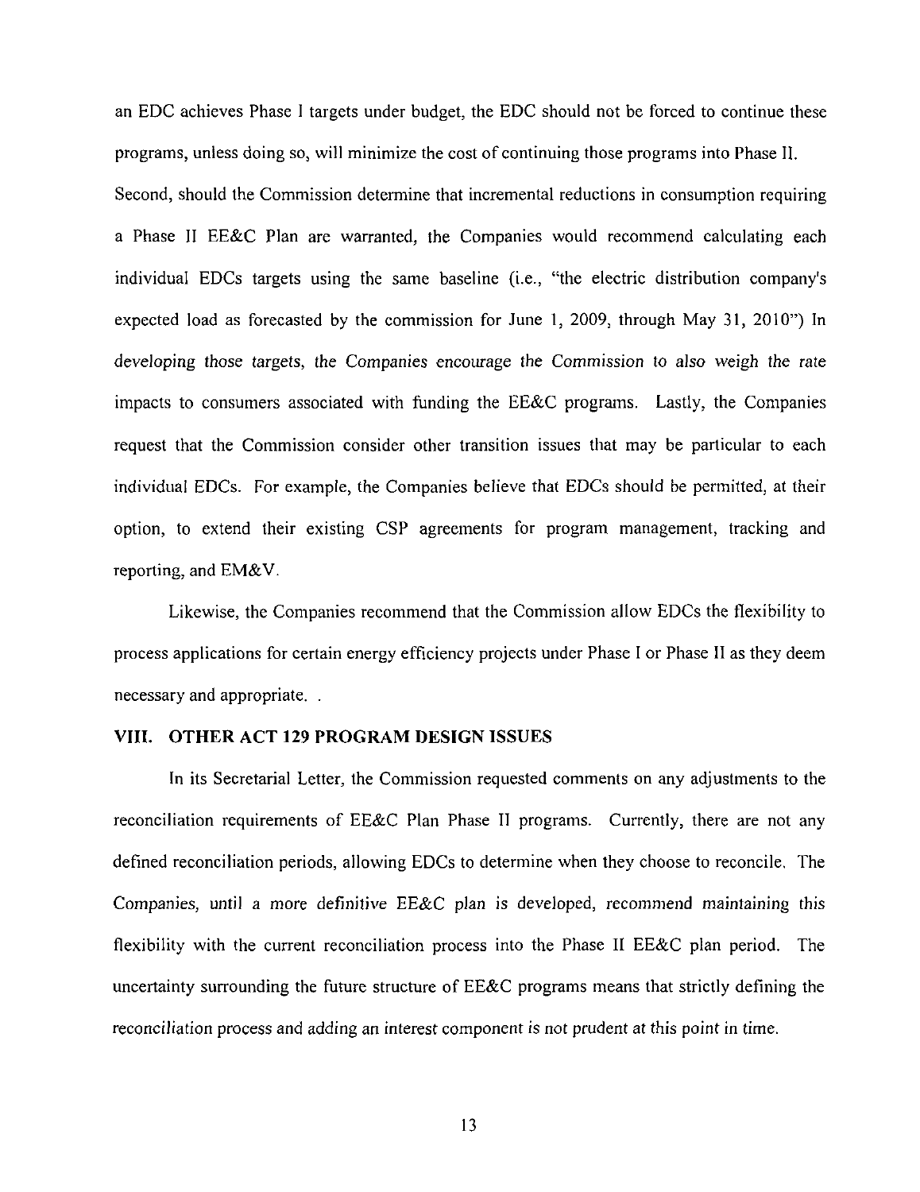an EDC achieves Phase I targets under budget, the EDC should not be forced to continue these programs, unless doing so, will minimize the cost of continuing those programs into Phase II. Second, should the Commission determine that incremental reductions in consumption requiring a Phase II EE&C Plan are warranted, the Companies would recommend calculating each individual EDCs targets using the same baseline (i.e., "the electric distribution company's expected load as forecasted by the commission for June 1, 2009, through May 31, 2010") In developing those targets, the Companies encourage the Commission to also weigh the rate impacts to consumers associated with funding the EE&C programs. Lastly, the Companies request that the Commission consider other transition issues that may be particular to each individual EDCs. For example, the Companies believe that EDCs should be permitted, at their option, to extend their existing CSP agreements for program management, tracking and reporting, and EM&V.

Likewise, the Companies recommend that the Commission allow EDCs the flexibility to process applications for certain energy efficiency projects under Phase I or Phase II as they deem necessary and appropriate. .

## VIII. OTHER ACT 129 PROGRAM DESIGN ISSUES

In its Secretarial Letter, the Commission requested comments on any adjustments to the reconciliation requirements of EE&C Plan Phase II programs. Currently, there are not any defined reconciliation periods, allowing EDCs to determine when they choose to reconcile. The Companies, until a more definitive EE&C plan is developed, recommend maintaining this flexibility with the current reconciliation process into the Phase II EE&C plan period. The uncertainty surrounding the future structure of EE&C programs means that strictly defining the reconciliation process and adding an interest component is not prudent at this point in time.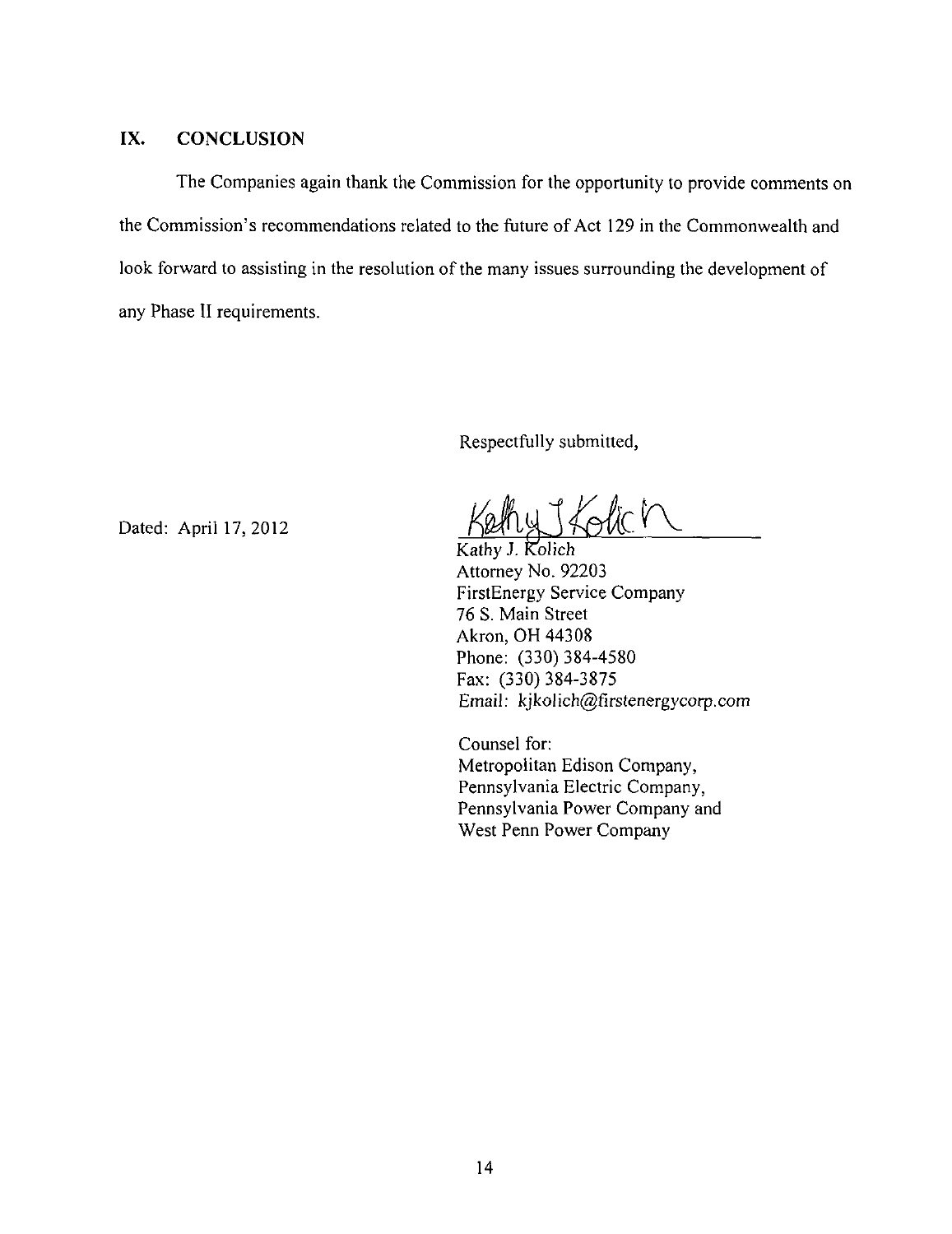## IX. CONCLUSION

The Companies again thank the Commission for the opportunity to provide comments on the Commission's recommendations related to the future of Act 129 in the Commonwealth and look forward to assisting in the resolution of the many issues surrounding the development of any Phase II requirements.

Respectfully submitted,

Dated: April 17, 2012

Kathy J. Kolich
Attorney No. 92203
FirstEnergy Service Company
76 S. Main Street
Akron, OH 44308
Phone: (330) 384-4580
Fax: (330) 384-3875
Email: kjkolich@firstenergycorp.com

Counsel for:
Metropolitan Edison Company,
Pennsylvania Electric Company,
Pennsylvania Power Company and
West Penn Power Company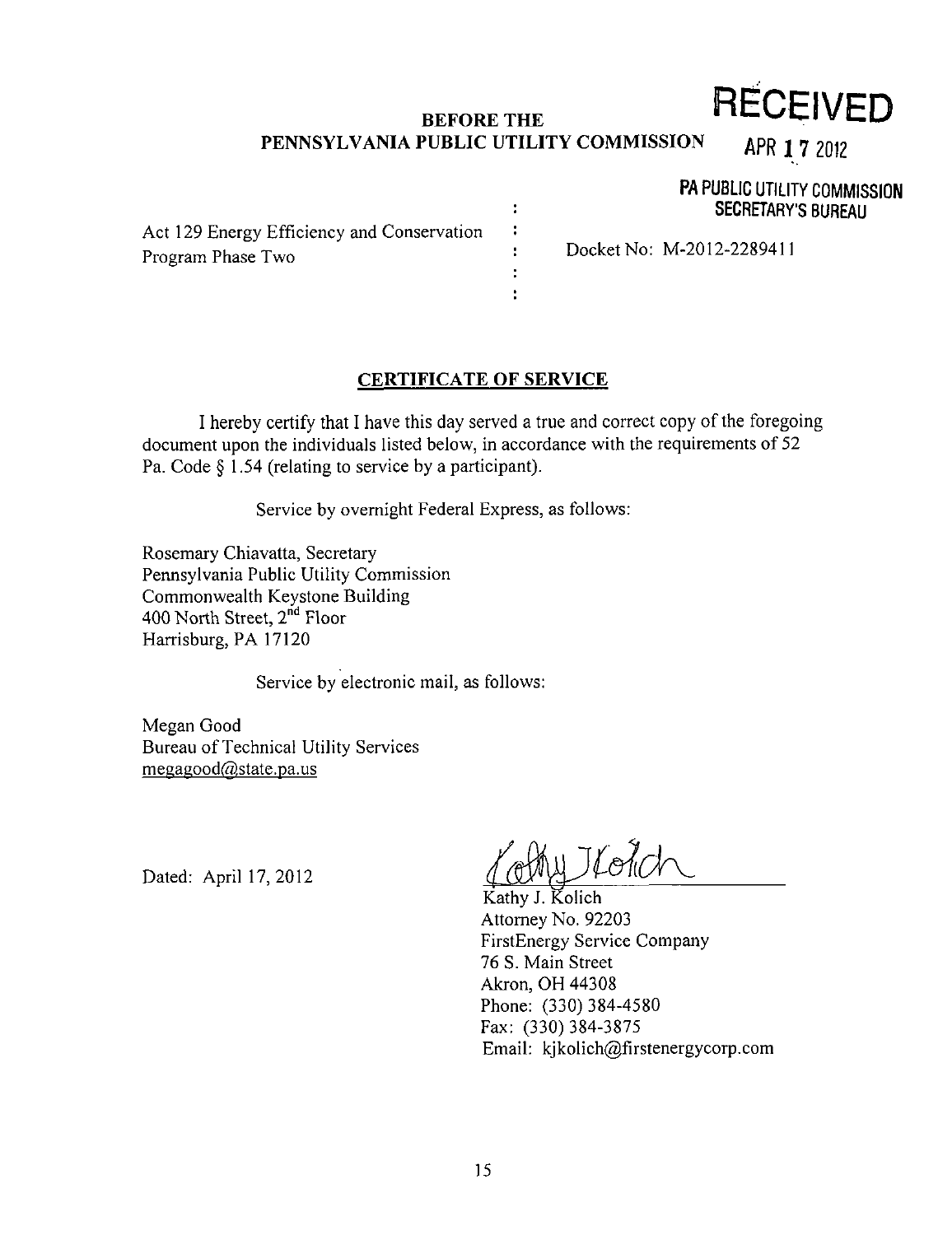RECEIVED

APR 17 2012

PA PUBLIC UTILITY COMMISSION
SECRETARY'S BUREAU

**BEFORE THE**
**PENNSYLVANIA PUBLIC UTILITY COMMISSION**

Act 129 Energy Efficiency and Conservation Program Phase Two : Docket No: M-2012-2289411

## CERTIFICATE OF SERVICE

I hereby certify that I have this day served a true and correct copy of the foregoing document upon the individuals listed below, in accordance with the requirements of 52 Pa. Code § 1.54 (relating to service by a participant).

Service by overnight Federal Express, as follows:

Rosemary Chiavatta, Secretary
Pennsylvania Public Utility Commission
Commonwealth Keystone Building
400 North Street, 2nd Floor
Harrisburg, PA 17120

Service by electronic mail, as follows:

Megan Good
Bureau of Technical Utility Services
megagood@state.pa.us

Dated: April 17, 2012

Kathy J. Kolich
Attorney No. 92203
FirstEnergy Service Company
76 S. Main Street
Akron, OH 44308
Phone: (330) 384-4580
Fax: (330) 384-3875
Email: kjkolich@firstenergycorp.com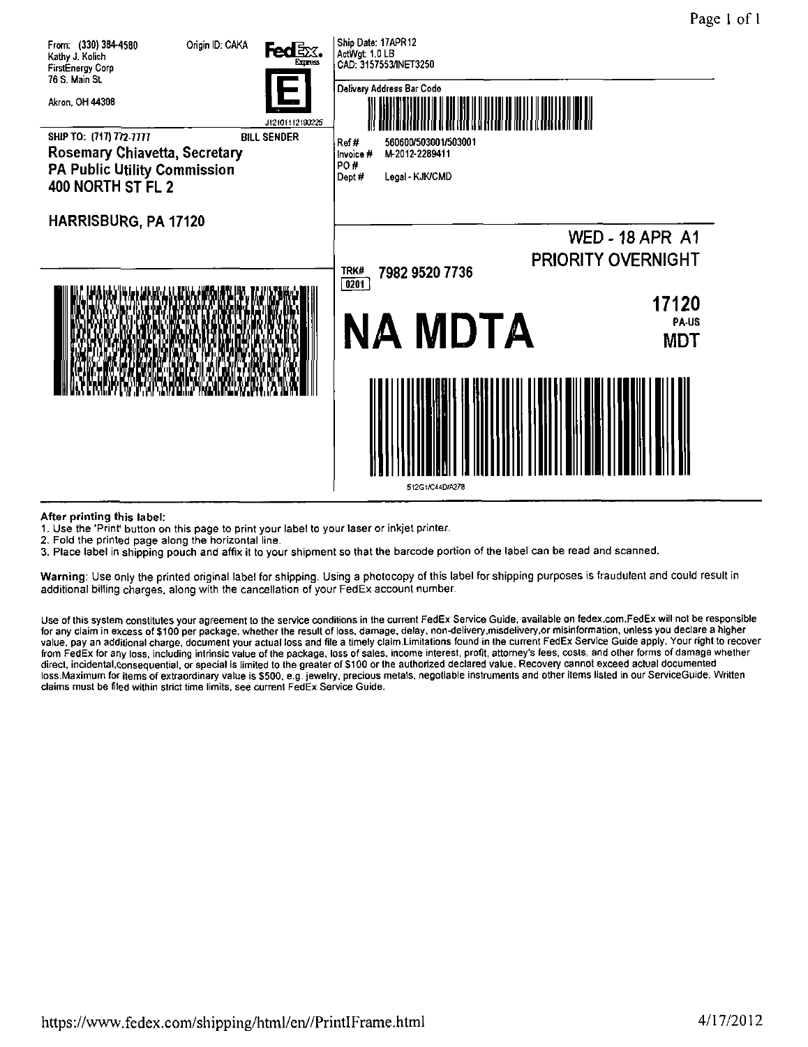From: (330) 384-4580
Kathy J. Kolich
FirstEnergy Corp
76 S. Main St.

Akron, OH 44308

Origin ID: CAKA

FedEx Express

E

J12101112190225

Ship Date: 17APR12
ActWgt: 1.0 LB
CAD: 3157553/INET3250

Delivery Address Bar Code

SHIP TO: (717) 772-7777 BILL SENDER

**Rosemary Chiavetta, Secretary**
**PA Public Utility Commission**
**400 NORTH ST FL 2**

**HARRISBURG, PA 17120**

Ref # 560600/503001/503001
Invoice # M-2012-2289411
PO #
Dept # Legal - KJK/CMD

**WED - 18 APR A1**
**PRIORITY OVERNIGHT**

TRK# **7982 9520 7736**
0201

**NA MDTA**

**17120**
**PA-US**
**MDT**

512G1/C44D/A278

**After printing this label:**

1. Use the 'Print' button on this page to print your label to your laser or inkjet printer.
2. Fold the printed page along the horizontal line.
3. Place label in shipping pouch and affix it to your shipment so that the barcode portion of the label can be read and scanned.

**Warning**: Use only the printed original label for shipping. Using a photocopy of this label for shipping purposes is fraudulent and could result in additional billing charges, along with the cancellation of your FedEx account number.

Use of this system constitutes your agreement to the service conditions in the current FedEx Service Guide, available on fedex.com.FedEx will not be responsible for any claim in excess of $100 per package, whether the result of loss, damage, delay, non-delivery,misdelivery,or misinformation, unless you declare a higher value, pay an additional charge, document your actual loss and file a timely claim.Limitations found in the current FedEx Service Guide apply. Your right to recover from FedEx for any loss, including intrinsic value of the package, loss of sales, income interest, profit, attorney's fees, costs, and other forms of damage whether direct, incidental,consequential, or special is limited to the greater of $100 or the authorized declared value. Recovery cannot exceed actual documented loss.Maximum for items of extraordinary value is $500, e.g. jewelry, precious metals, negotiable instruments and other items listed in our ServiceGuide. Written claims must be filed within strict time limits, see current FedEx Service Guide.

https://www.fedex.com/shipping/html/en//PrintIFrame.html

4/17/2012